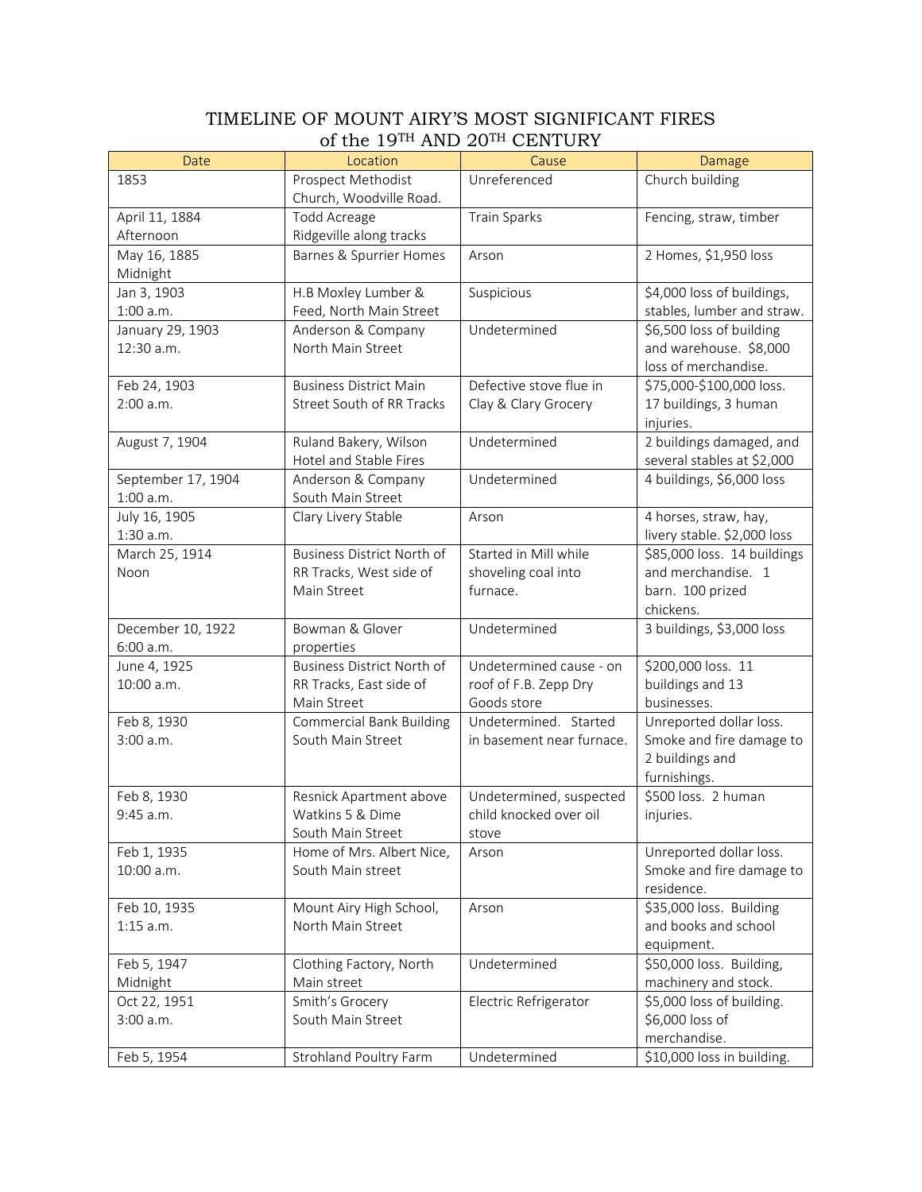# TIMELINE OF MOUNT AIRY'S MOST SIGNIFICANT FIRES of the 19TH AND 20TH CENTURY

| Date | Location | Cause | Damage |
|---|---|---|---|
| 1853 | Prospect Methodist Church, Woodville Road. | Unreferenced | Church building |
| April 11, 1884 Afternoon | Todd Acreage Ridgeville along tracks | Train Sparks | Fencing, straw, timber |
| May 16, 1885 Midnight | Barnes & Spurrier Homes | Arson | 2 Homes, $1,950 loss |
| Jan 3, 1903 1:00 a.m. | H.B Moxley Lumber & Feed, North Main Street | Suspicious | $4,000 loss of buildings, stables, lumber and straw. |
| January 29, 1903 12:30 a.m. | Anderson & Company North Main Street | Undetermined | $6,500 loss of building and warehouse. $8,000 loss of merchandise. |
| Feb 24, 1903 2:00 a.m. | Business District Main Street South of RR Tracks | Defective stove flue in Clay & Clary Grocery | $75,000-$100,000 loss. 17 buildings, 3 human injuries. |
| August 7, 1904 | Ruland Bakery, Wilson Hotel and Stable Fires | Undetermined | 2 buildings damaged, and several stables at $2,000 |
| September 17, 1904 1:00 a.m. | Anderson & Company South Main Street | Undetermined | 4 buildings, $6,000 loss |
| July 16, 1905 1:30 a.m. | Clary Livery Stable | Arson | 4 horses, straw, hay, livery stable. $2,000 loss |
| March 25, 1914 Noon | Business District North of RR Tracks, West side of Main Street | Started in Mill while shoveling coal into furnace. | $85,000 loss. 14 buildings and merchandise. 1 barn. 100 prized chickens. |
| December 10, 1922 6:00 a.m. | Bowman & Glover properties | Undetermined | 3 buildings, $3,000 loss |
| June 4, 1925 10:00 a.m. | Business District North of RR Tracks, East side of Main Street | Undetermined cause - on roof of F.B. Zepp Dry Goods store | $200,000 loss. 11 buildings and 13 businesses. |
| Feb 8, 1930 3:00 a.m. | Commercial Bank Building South Main Street | Undetermined. Started in basement near furnace. | Unreported dollar loss. Smoke and fire damage to 2 buildings and furnishings. |
| Feb 8, 1930 9:45 a.m. | Resnick Apartment above Watkins 5 & Dime South Main Street | Undetermined, suspected child knocked over oil stove | $500 loss. 2 human injuries. |
| Feb 1, 1935 10:00 a.m. | Home of Mrs. Albert Nice, South Main street | Arson | Unreported dollar loss. Smoke and fire damage to residence. |
| Feb 10, 1935 1:15 a.m. | Mount Airy High School, North Main Street | Arson | $35,000 loss. Building and books and school equipment. |
| Feb 5, 1947 Midnight | Clothing Factory, North Main street | Undetermined | $50,000 loss. Building, machinery and stock. |
| Oct 22, 1951 3:00 a.m. | Smith's Grocery South Main Street | Electric Refrigerator | $5,000 loss of building. $6,000 loss of merchandise. |
| Feb 5, 1954 | Strohland Poultry Farm | Undetermined | $10,000 loss in building. |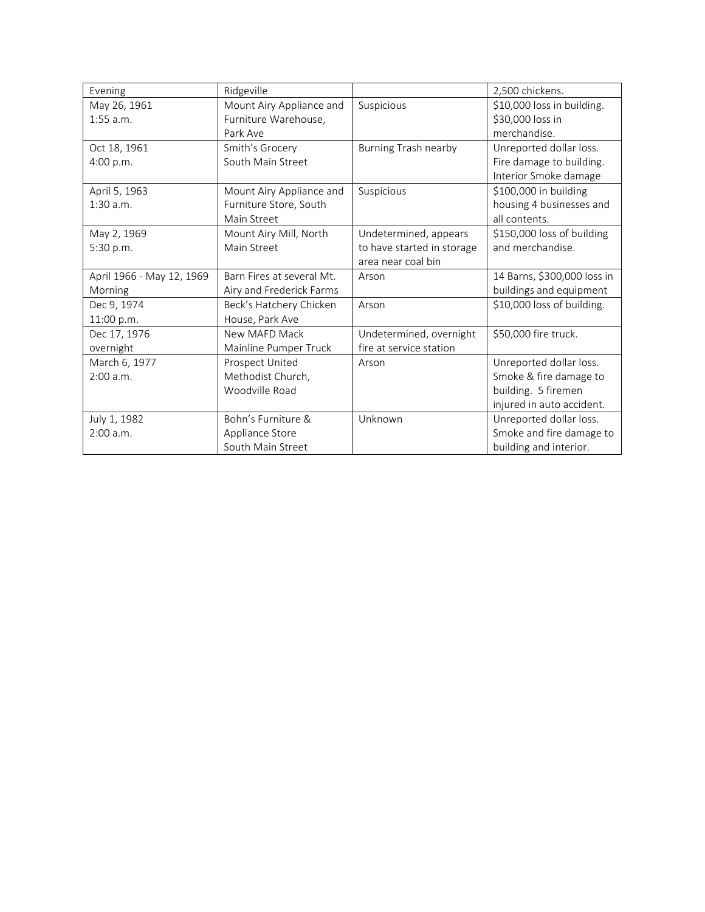| | | | |
|---|---|---|---|
| Evening | Ridgeville | | 2,500 chickens. |
| May 26, 1961<br>1:55 a.m. | Mount Airy Appliance and Furniture Warehouse, Park Ave | Suspicious | $10,000 loss in building. $30,000 loss in merchandise. |
| Oct 18, 1961<br>4:00 p.m. | Smith's Grocery<br>South Main Street | Burning Trash nearby | Unreported dollar loss. Fire damage to building. Interior Smoke damage |
| April 5, 1963<br>1:30 a.m. | Mount Airy Appliance and Furniture Store, South Main Street | Suspicious | $100,000 in building housing 4 businesses and all contents. |
| May 2, 1969<br>5:30 p.m. | Mount Airy Mill, North Main Street | Undetermined, appears to have started in storage area near coal bin | $150,000 loss of building and merchandise. |
| April 1966 - May 12, 1969<br>Morning | Barn Fires at several Mt. Airy and Frederick Farms | Arson | 14 Barns, $300,000 loss in buildings and equipment |
| Dec 9, 1974<br>11:00 p.m. | Beck's Hatchery Chicken House, Park Ave | Arson | $10,000 loss of building. |
| Dec 17, 1976<br>overnight | New MAFD Mack Mainline Pumper Truck | Undetermined, overnight fire at service station | $50,000 fire truck. |
| March 6, 1977<br>2:00 a.m. | Prospect United Methodist Church, Woodville Road | Arson | Unreported dollar loss. Smoke & fire damage to building. 5 firemen injured in auto accident. |
| July 1, 1982<br>2:00 a.m. | Bohn's Furniture & Appliance Store<br>South Main Street | Unknown | Unreported dollar loss. Smoke and fire damage to building and interior. |